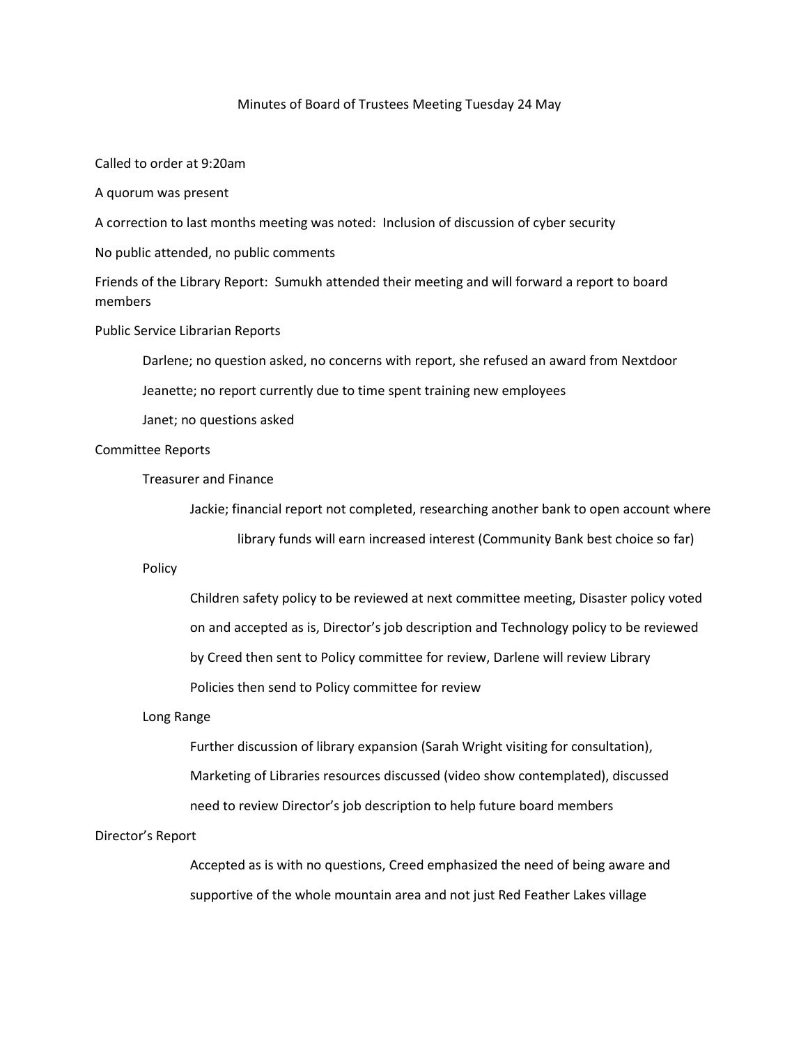# Minutes of Board of Trustees Meeting Tuesday 24 May

Called to order at 9:20am

A quorum was present

A correction to last months meeting was noted: Inclusion of discussion of cyber security

No public attended, no public comments

Friends of the Library Report: Sumukh attended their meeting and will forward a report to board members

Public Service Librarian Reports

- Darlene; no question asked, no concerns with report, she refused an award from Nextdoor
- Jeanette; no report currently due to time spent training new employees
- Janet; no questions asked

Committee Reports

- Treasurer and Finance
  - Jackie; financial report not completed, researching another bank to open account where library funds will earn increased interest (Community Bank best choice so far)
- Policy
  - Children safety policy to be reviewed at next committee meeting, Disaster policy voted on and accepted as is, Director's job description and Technology policy to be reviewed by Creed then sent to Policy committee for review, Darlene will review Library Policies then send to Policy committee for review
- Long Range
  - Further discussion of library expansion (Sarah Wright visiting for consultation), Marketing of Libraries resources discussed (video show contemplated), discussed need to review Director's job description to help future board members

Director's Report

- Accepted as is with no questions, Creed emphasized the need of being aware and supportive of the whole mountain area and not just Red Feather Lakes village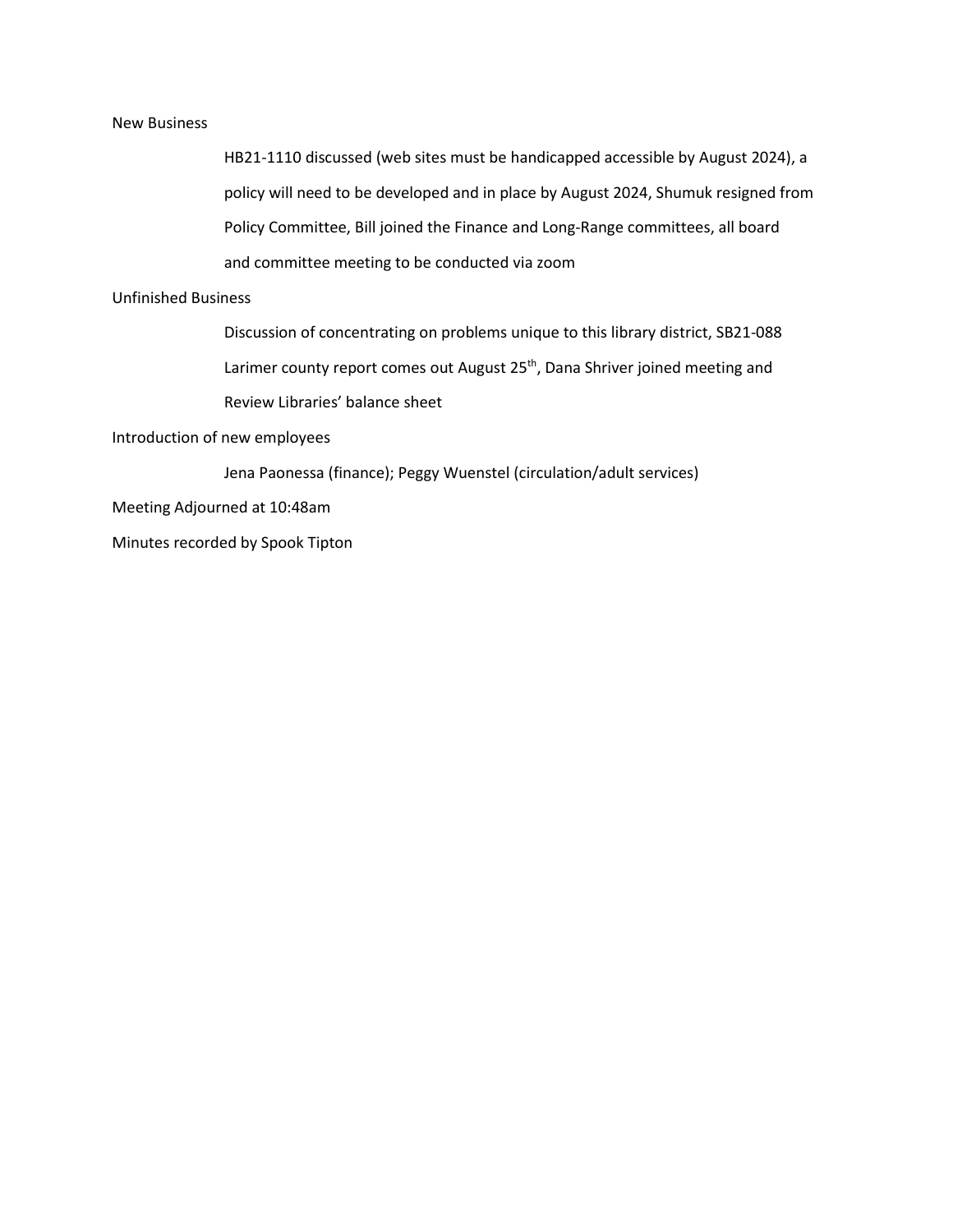New Business

HB21-1110 discussed (web sites must be handicapped accessible by August 2024), a policy will need to be developed and in place by August 2024, Shumuk resigned from Policy Committee, Bill joined the Finance and Long-Range committees, all board and committee meeting to be conducted via zoom

Unfinished Business

Discussion of concentrating on problems unique to this library district, SB21-088 Larimer county report comes out August 25th, Dana Shriver joined meeting and Review Libraries' balance sheet

Introduction of new employees

Jena Paonessa (finance); Peggy Wuenstel (circulation/adult services)

Meeting Adjourned at 10:48am

Minutes recorded by Spook Tipton